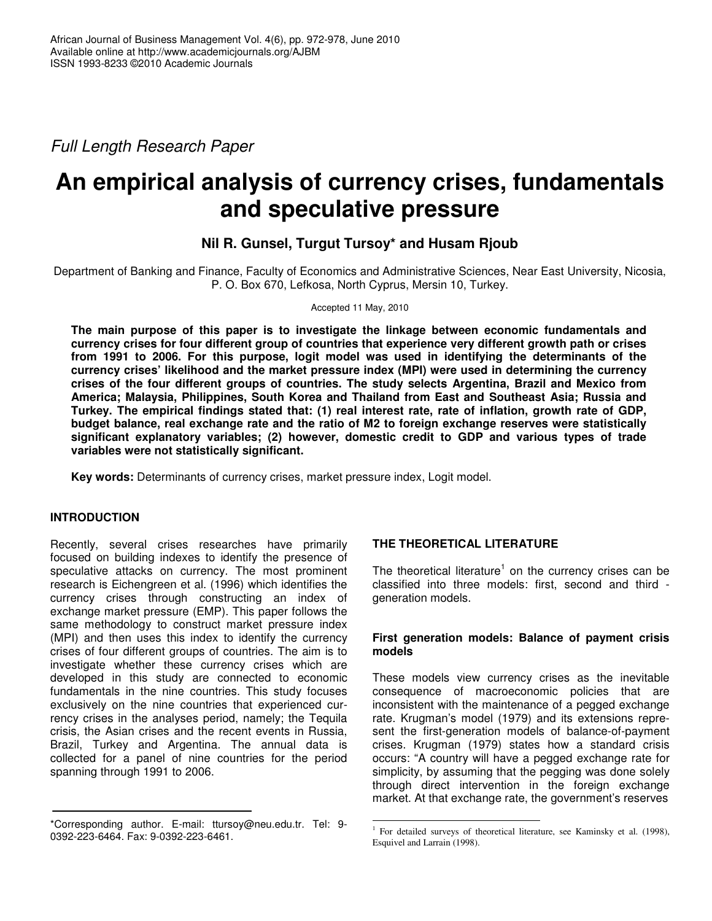Full Length Research Paper

# An empirical analysis of currency crises, fundamentals and speculative pressure

**Nil R. Gunsel, Turgut Tursoy* and Husam Rjoub**

Department of Banking and Finance, Faculty of Economics and Administrative Sciences, Near East University, Nicosia, P. O. Box 670, Lefkosa, North Cyprus, Mersin 10, Turkey.

Accepted 11 May, 2010

**The main purpose of this paper is to investigate the linkage between economic fundamentals and currency crises for four different group of countries that experience very different growth path or crises from 1991 to 2006. For this purpose, logit model was used in identifying the determinants of the currency crises' likelihood and the market pressure index (MPI) were used in determining the currency crises of the four different groups of countries. The study selects Argentina, Brazil and Mexico from America; Malaysia, Philippines, South Korea and Thailand from East and Southeast Asia; Russia and Turkey. The empirical findings stated that: (1) real interest rate, rate of inflation, growth rate of GDP, budget balance, real exchange rate and the ratio of M2 to foreign exchange reserves were statistically significant explanatory variables; (2) however, domestic credit to GDP and various types of trade variables were not statistically significant.**

**Key words:** Determinants of currency crises, market pressure index, Logit model.

## INTRODUCTION

Recently, several crises researches have primarily focused on building indexes to identify the presence of speculative attacks on currency. The most prominent research is Eichengreen et al. (1996) which identifies the currency crises through constructing an index of exchange market pressure (EMP). This paper follows the same methodology to construct market pressure index (MPI) and then uses this index to identify the currency crises of four different groups of countries. The aim is to investigate whether these currency crises which are developed in this study are connected to economic fundamentals in the nine countries. This study focuses exclusively on the nine countries that experienced currency crises in the analyses period, namely; the Tequila crisis, the Asian crises and the recent events in Russia, Brazil, Turkey and Argentina. The annual data is collected for a panel of nine countries for the period spanning through 1991 to 2006.

## THE THEORETICAL LITERATURE

The theoretical literature[1] on the currency crises can be classified into three models: first, second and third - generation models.

### First generation models: Balance of payment crisis models

These models view currency crises as the inevitable consequence of macroeconomic policies that are inconsistent with the maintenance of a pegged exchange rate. Krugman's model (1979) and its extensions represent the first-generation models of balance-of-payment crises. Krugman (1979) states how a standard crisis occurs: "A country will have a pegged exchange rate for simplicity, by assuming that the pegging was done solely through direct intervention in the foreign exchange market. At that exchange rate, the government's reserves

*Corresponding author. E-mail: ttursoy@neu.edu.tr. Tel: 9-0392-223-6464. Fax: 9-0392-223-6461.

[1] For detailed surveys of theoretical literature, see Kaminsky et al. (1998), Esquivel and Larrain (1998).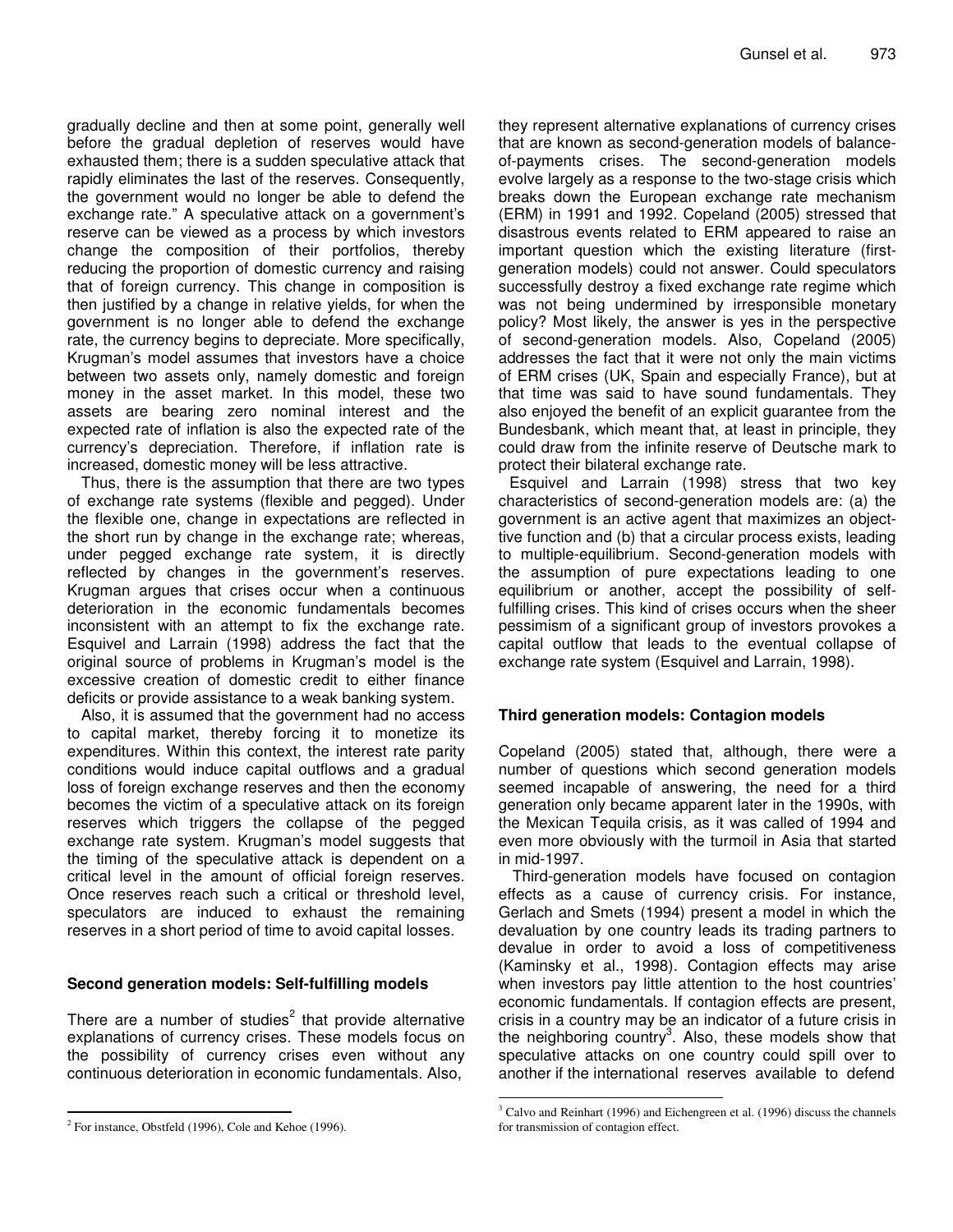gradually decline and then at some point, generally well before the gradual depletion of reserves would have exhausted them; there is a sudden speculative attack that rapidly eliminates the last of the reserves. Consequently, the government would no longer be able to defend the exchange rate." A speculative attack on a government's reserve can be viewed as a process by which investors change the composition of their portfolios, thereby reducing the proportion of domestic currency and raising that of foreign currency. This change in composition is then justified by a change in relative yields, for when the government is no longer able to defend the exchange rate, the currency begins to depreciate. More specifically, Krugman's model assumes that investors have a choice between two assets only, namely domestic and foreign money in the asset market. In this model, these two assets are bearing zero nominal interest and the expected rate of inflation is also the expected rate of the currency's depreciation. Therefore, if inflation rate is increased, domestic money will be less attractive.

Thus, there is the assumption that there are two types of exchange rate systems (flexible and pegged). Under the flexible one, change in expectations are reflected in the short run by change in the exchange rate; whereas, under pegged exchange rate system, it is directly reflected by changes in the government's reserves. Krugman argues that crises occur when a continuous deterioration in the economic fundamentals becomes inconsistent with an attempt to fix the exchange rate. Esquivel and Larrain (1998) address the fact that the original source of problems in Krugman's model is the excessive creation of domestic credit to either finance deficits or provide assistance to a weak banking system.

Also, it is assumed that the government had no access to capital market, thereby forcing it to monetize its expenditures. Within this context, the interest rate parity conditions would induce capital outflows and a gradual loss of foreign exchange reserves and then the economy becomes the victim of a speculative attack on its foreign reserves which triggers the collapse of the pegged exchange rate system. Krugman's model suggests that the timing of the speculative attack is dependent on a critical level in the amount of official foreign reserves. Once reserves reach such a critical or threshold level, speculators are induced to exhaust the remaining reserves in a short period of time to avoid capital losses.

### Second generation models: Self-fulfilling models

There are a number of studies[2] that provide alternative explanations of currency crises. These models focus on the possibility of currency crises even without any continuous deterioration in economic fundamentals. Also, they represent alternative explanations of currency crises that are known as second-generation models of balance-of-payments crises. The second-generation models evolve largely as a response to the two-stage crisis which breaks down the European exchange rate mechanism (ERM) in 1991 and 1992. Copeland (2005) stressed that disastrous events related to ERM appeared to raise an important question which the existing literature (first-generation models) could not answer. Could speculators successfully destroy a fixed exchange rate regime which was not being undermined by irresponsible monetary policy? Most likely, the answer is yes in the perspective of second-generation models. Also, Copeland (2005) addresses the fact that it were not only the main victims of ERM crises (UK, Spain and especially France), but at that time was said to have sound fundamentals. They also enjoyed the benefit of an explicit guarantee from the Bundesbank, which meant that, at least in principle, they could draw from the infinite reserve of Deutsche mark to protect their bilateral exchange rate.

Esquivel and Larrain (1998) stress that two key characteristics of second-generation models are: (a) the government is an active agent that maximizes an objective function and (b) that a circular process exists, leading to multiple-equilibrium. Second-generation models with the assumption of pure expectations leading to one equilibrium or another, accept the possibility of self-fulfilling crises. This kind of crises occurs when the sheer pessimism of a significant group of investors provokes a capital outflow that leads to the eventual collapse of exchange rate system (Esquivel and Larrain, 1998).

### Third generation models: Contagion models

Copeland (2005) stated that, although, there were a number of questions which second generation models seemed incapable of answering, the need for a third generation only became apparent later in the 1990s, with the Mexican Tequila crisis, as it was called of 1994 and even more obviously with the turmoil in Asia that started in mid-1997.

Third-generation models have focused on contagion effects as a cause of currency crisis. For instance, Gerlach and Smets (1994) present a model in which the devaluation by one country leads its trading partners to devalue in order to avoid a loss of competitiveness (Kaminsky et al., 1998). Contagion effects may arise when investors pay little attention to the host countries' economic fundamentals. If contagion effects are present, crisis in a country may be an indicator of a future crisis in the neighboring country[3]. Also, these models show that speculative attacks on one country could spill over to another if the international reserves available to defend

---

[2] For instance, Obstfeld (1996), Cole and Kehoe (1996).

[3] Calvo and Reinhart (1996) and Eichengreen et al. (1996) discuss the channels for transmission of contagion effect.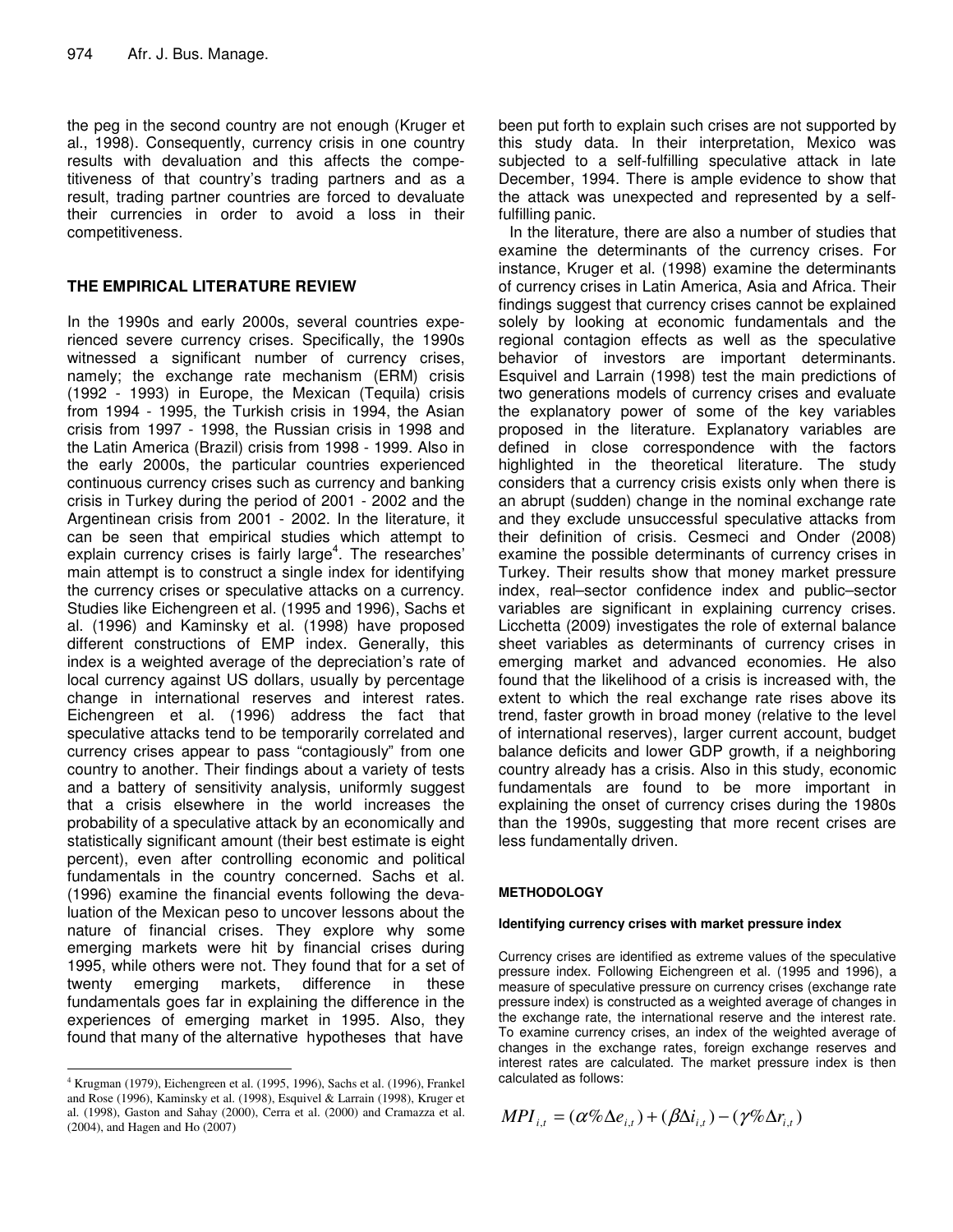the peg in the second country are not enough (Kruger et al., 1998). Consequently, currency crisis in one country results with devaluation and this affects the competitiveness of that country's trading partners and as a result, trading partner countries are forced to devaluate their currencies in order to avoid a loss in their competitiveness.

## THE EMPIRICAL LITERATURE REVIEW

In the 1990s and early 2000s, several countries experienced severe currency crises. Specifically, the 1990s witnessed a significant number of currency crises, namely; the exchange rate mechanism (ERM) crisis (1992 - 1993) in Europe, the Mexican (Tequila) crisis from 1994 - 1995, the Turkish crisis in 1994, the Asian crisis from 1997 - 1998, the Russian crisis in 1998 and the Latin America (Brazil) crisis from 1998 - 1999. Also in the early 2000s, the particular countries experienced continuous currency crises such as currency and banking crisis in Turkey during the period of 2001 - 2002 and the Argentinean crisis from 2001 - 2002. In the literature, it can be seen that empirical studies which attempt to explain currency crises is fairly large[4]. The researches' main attempt is to construct a single index for identifying the currency crises or speculative attacks on a currency. Studies like Eichengreen et al. (1995 and 1996), Sachs et al. (1996) and Kaminsky et al. (1998) have proposed different constructions of EMP index. Generally, this index is a weighted average of the depreciation's rate of local currency against US dollars, usually by percentage change in international reserves and interest rates. Eichengreen et al. (1996) address the fact that speculative attacks tend to be temporarily correlated and currency crises appear to pass "contagiously" from one country to another. Their findings about a variety of tests and a battery of sensitivity analysis, uniformly suggest that a crisis elsewhere in the world increases the probability of a speculative attack by an economically and statistically significant amount (their best estimate is eight percent), even after controlling economic and political fundamentals in the country concerned. Sachs et al. (1996) examine the financial events following the devaluation of the Mexican peso to uncover lessons about the nature of financial crises. They explore why some emerging markets were hit by financial crises during 1995, while others were not. They found that for a set of twenty emerging markets, difference in these fundamentals goes far in explaining the difference in the experiences of emerging market in 1995. Also, they found that many of the alternative hypotheses that have been put forth to explain such crises are not supported by this study data. In their interpretation, Mexico was subjected to a self-fulfilling speculative attack in late December, 1994. There is ample evidence to show that the attack was unexpected and represented by a self-fulfilling panic.

In the literature, there are also a number of studies that examine the determinants of the currency crises. For instance, Kruger et al. (1998) examine the determinants of currency crises in Latin America, Asia and Africa. Their findings suggest that currency crises cannot be explained solely by looking at economic fundamentals and the regional contagion effects as well as the speculative behavior of investors are important determinants. Esquivel and Larrain (1998) test the main predictions of two generations models of currency crises and evaluate the explanatory power of some of the key variables proposed in the literature. Explanatory variables are defined in close correspondence with the factors highlighted in the theoretical literature. The study considers that a currency crisis exists only when there is an abrupt (sudden) change in the nominal exchange rate and they exclude unsuccessful speculative attacks from their definition of crisis. Cesmeci and Onder (2008) examine the possible determinants of currency crises in Turkey. Their results show that money market pressure index, real–sector confidence index and public–sector variables are significant in explaining currency crises. Licchetta (2009) investigates the role of external balance sheet variables as determinants of currency crises in emerging market and advanced economies. He also found that the likelihood of a crisis is increased with, the extent to which the real exchange rate rises above its trend, faster growth in broad money (relative to the level of international reserves), larger current account, budget balance deficits and lower GDP growth, if a neighboring country already has a crisis. Also in this study, economic fundamentals are found to be more important in explaining the onset of currency crises during the 1980s than the 1990s, suggesting that more recent crises are less fundamentally driven.

## METHODOLOGY

### Identifying currency crises with market pressure index

Currency crises are identified as extreme values of the speculative pressure index. Following Eichengreen et al. (1995 and 1996), a measure of speculative pressure on currency crises (exchange rate pressure index) is constructed as a weighted average of changes in the exchange rate, the international reserve and the interest rate. To examine currency crises, an index of the weighted average of changes in the exchange rates, foreign exchange reserves and interest rates are calculated. The market pressure index is then calculated as follows:

$$MPI_{i,t} = (\alpha \% \Delta e_{i,t}) + (\beta \Delta i_{i,t}) - (\gamma \% \Delta r_{i,t})$$

[4] Krugman (1979), Eichengreen et al. (1995, 1996), Sachs et al. (1996), Frankel and Rose (1996), Kaminsky et al. (1998), Esquivel & Larrain (1998), Kruger et al. (1998), Gaston and Sahay (2000), Cerra et al. (2000) and Cramazza et al. (2004), and Hagen and Ho (2007)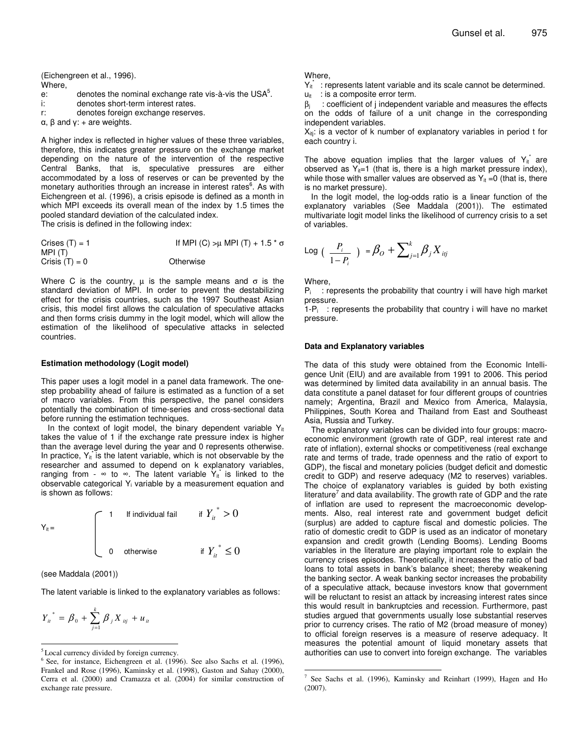(Eichengreen et al., 1996).

Where,

e: denotes the nominal exchange rate vis-à-vis the USA[5].

i: denotes short-term interest rates.

r: denotes foreign exchange reserves.

α, β and γ: + are weights.

A higher index is reflected in higher values of these three variables, therefore, this indicates greater pressure on the exchange market depending on the nature of the intervention of the respective Central Banks, that is, speculative pressures are either accommodated by a loss of reserves or can be prevented by the monetary authorities through an increase in interest rates[6]. As with Eichengreen et al. (1996), a crisis episode is defined as a month in which MPI exceeds its overall mean of the index by 1.5 times the pooled standard deviation of the calculated index.

The crisis is defined in the following index:

Crises (T) = 1 If MPI (C) >μ MPI (T) + 1.5 * σ MPI (T)

Crisis (T) = 0 Otherwise

Where C is the country, μ is the sample means and σ is the standard deviation of MPI. In order to prevent the destabilizing effect for the crisis countries, such as the 1997 Southeast Asian crisis, this model first allows the calculation of speculative attacks and then forms crisis dummy in the logit model, which will allow the estimation of the likelihood of speculative attacks in selected countries.

### Estimation methodology (Logit model)

This paper uses a logit model in a panel data framework. The one-step probability ahead of failure is estimated as a function of a set of macro variables. From this perspective, the panel considers potentially the combination of time-series and cross-sectional data before running the estimation techniques.

In the context of logit model, the binary dependent variable $Y_{it}$ takes the value of 1 if the exchange rate pressure index is higher than the average level during the year and 0 represents otherwise. In practice, $Y_{it}^*$ is the latent variable, which is not observable by the researcher and assumed to depend on k explanatory variables, ranging from - ∞ to ∞. The latent variable $Y_{it}^*$ is linked to the observable categorical $Y_i$ variable by a measurement equation and is shown as follows:

$$Y_{it} = \begin{cases} 1 & \text{If individual fail} \quad \text{if } Y_{it}^* > 0 \\ 0 & \text{otherwise} \quad \text{if } Y_{it}^* \leq 0 \end{cases}$$

(see Maddala (2001))

The latent variable is linked to the explanatory variables as follows:

$$Y_{it}^* = \beta_0 + \sum_{j=1}^{k} \beta_j X_{itj} + u_{it}$$

Where,

$Y_{it}^*$ : represents latent variable and its scale cannot be determined.

$u_{it}$ : is a composite error term.

$\beta_j$ : coefficient of j independent variable and measures the effects on the odds of failure of a unit change in the corresponding independent variables.

$X_{itj}$: is a vector of k number of explanatory variables in period t for each country i.

The above equation implies that the larger values of $Y_{it}^*$ are observed as $Y_{it}$=1 (that is, there is a high market pressure index), while those with smaller values are observed as $Y_{it}$ =0 (that is, there is no market pressure).

In the logit model, the log-odds ratio is a linear function of the explanatory variables (See Maddala (2001)). The estimated multivariate logit model links the likelihood of currency crisis to a set of variables.

$$\text{Log}\left(\frac{P_i}{1-P_i}\right) = \beta_O + \sum_{j=1}^{k} \beta_j X_{itj}$$

Where,

$P_i$ : represents the probability that country i will have high market pressure.

$1-P_i$ : represents the probability that country i will have no market pressure.

### Data and Explanatory variables

The data of this study were obtained from the Economic Intelligence Unit (EIU) and are available from 1991 to 2006. This period was determined by limited data availability in an annual basis. The data constitute a panel dataset for four different groups of countries namely; Argentina, Brazil and Mexico from America, Malaysia, Philippines, South Korea and Thailand from East and Southeast Asia, Russia and Turkey.

The explanatory variables can be divided into four groups: macroeconomic environment (growth rate of GDP, real interest rate and rate of inflation), external shocks or competitiveness (real exchange rate and terms of trade, trade openness and the ratio of export to GDP), the fiscal and monetary policies (budget deficit and domestic credit to GDP) and reserve adequacy (M2 to reserves) variables. The choice of explanatory variables is guided by both existing literature[7] and data availability. The growth rate of GDP and the rate of inflation are used to represent the macroeconomic developments. Also, real interest rate and government budget deficit (surplus) are added to capture fiscal and domestic policies. The ratio of domestic credit to GDP is used as an indicator of monetary expansion and credit growth (Lending Booms). Lending Booms variables in the literature are playing important role to explain the currency crises episodes. Theoretically, it increases the ratio of bad loans to total assets in bank's balance sheet; thereby weakening the banking sector. A weak banking sector increases the probability of a speculative attack, because investors know that government will be reluctant to resist an attack by increasing interest rates since this would result in bankruptcies and recession. Furthermore, past studies argued that governments usually lose substantial reserves prior to currency crises. The ratio of M2 (broad measure of money) to official foreign reserves is a measure of reserve adequacy. It measures the potential amount of liquid monetary assets that authorities can use to convert into foreign exchange. The variables

---

[5] Local currency divided by foreign currency.

[6] See, for instance, Eichengreen et al. (1996). See also Sachs et al. (1996), Frankel and Rose (1996), Kaminsky et al. (1998), Gaston and Sahay (2000), Cerra et al. (2000) and Cramazza et al. (2004) for similar construction of exchange rate pressure.

[7] See Sachs et al. (1996), Kaminsky and Reinhart (1999), Hagen and Ho (2007).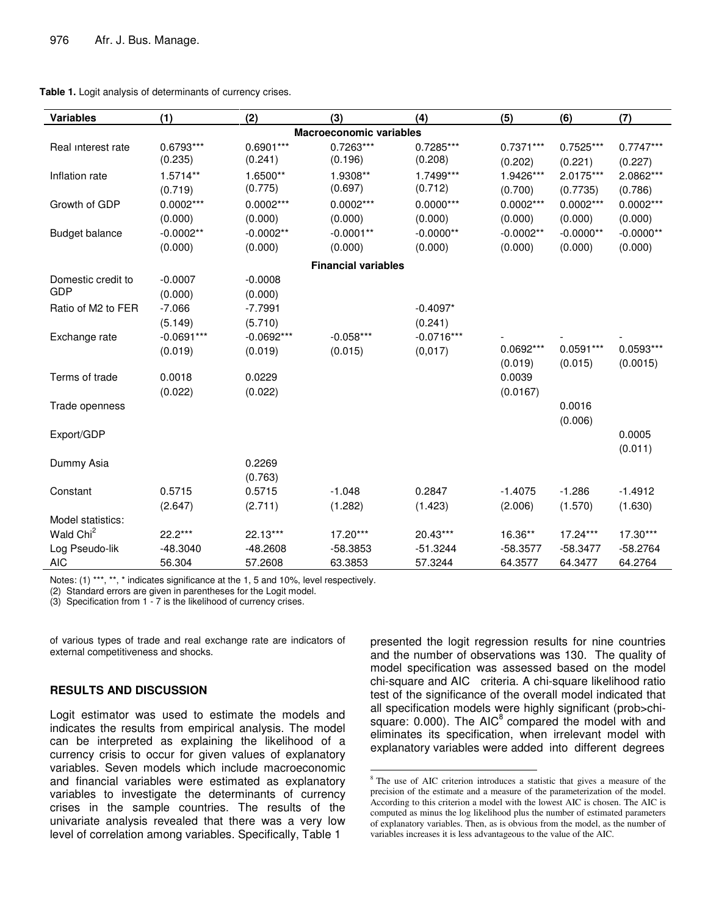**Table 1.** Logit analysis of determinants of currency crises.

| Variables | (1) | (2) | (3) | (4) | (5) | (6) | (7) |
|---|---|---|---|---|---|---|---|
| | | | **Macroeconomic variables** | | | | |
| Real ınterest rate | 0.6793*** | 0.6901*** | 0.7263*** | 0.7285*** | 0.7371*** | 0.7525*** | 0.7747*** |
| | (0.235) | (0.241) | (0.196) | (0.208) | (0.202) | (0.221) | (0.227) |
| Inflation rate | 1.5714** | 1.6500** | 1.9308** | 1.7499*** | 1.9426*** | 2.0175*** | 2.0862*** |
| | (0.719) | (0.775) | (0.697) | (0.712) | (0.700) | (0.7735) | (0.786) |
| Growth of GDP | 0.0002*** | 0.0002*** | 0.0002*** | 0.0000*** | 0.0002*** | 0.0002*** | 0.0002*** |
| | (0.000) | (0.000) | (0.000) | (0.000) | (0.000) | (0.000) | (0.000) |
| Budget balance | -0.0002** | -0.0002** | -0.0001** | -0.0000** | -0.0002** | -0.0000** | -0.0000** |
| | (0.000) | (0.000) | (0.000) | (0.000) | (0.000) | (0.000) | (0.000) |
| | | | **Financial variables** | | | | |
| Domestic credit to GDP | -0.0007 | -0.0008 | | | | | |
| | (0.000) | (0.000) | | | | | |
| Ratio of M2 to FER | -7.066 | -7.7991 | | -0.4097* | | | |
| | (5.149) | (5.710) | | (0.241) | | | |
| Exchange rate | -0.0691*** | -0.0692*** | -0.058*** | -0.0716*** | - 0.0692*** | - 0.0591*** | - 0.0593*** |
| | (0.019) | (0.019) | (0.015) | (0,017) | (0.019) | (0.015) | (0.0015) |
| Terms of trade | 0.0018 | 0.0229 | | | 0.0039 | | |
| | (0.022) | (0.022) | | | (0.0167) | | |
| Trade openness | | | | | | 0.0016 | |
| | | | | | | (0.006) | |
| Export/GDP | | | | | | | 0.0005 |
| | | | | | | | (0.011) |
| Dummy Asia | | 0.2269 | | | | | |
| | | (0.763) | | | | | |
| Constant | 0.5715 | 0.5715 | -1.048 | 0.2847 | -1.4075 | -1.286 | -1.4912 |
| | (2.647) | (2.711) | (1.282) | (1.423) | (2.006) | (1.570) | (1.630) |
| Model statistics: | | | | | | | |
| Wald Chi$^2$ | 22.2*** | 22.13*** | 17.20*** | 20.43*** | 16.36** | 17.24*** | 17.30*** |
| Log Pseudo-lik | -48.3040 | -48.2608 | -58.3853 | -51.3244 | -58.3577 | -58.3477 | -58.2764 |
| AIC | 56.304 | 57.2608 | 63.3853 | 57.3244 | 64.3577 | 64.3477 | 64.2764 |

Notes: (1) ***, **, * indicates significance at the 1, 5 and 10%, level respectively.
(2) Standard errors are given in parentheses for the Logit model.
(3) Specification from 1 - 7 is the likelihood of currency crises.

of various types of trade and real exchange rate are indicators of external competitiveness and shocks.

## RESULTS AND DISCUSSION

Logit estimator was used to estimate the models and indicates the results from empirical analysis. The model can be interpreted as explaining the likelihood of a currency crisis to occur for given values of explanatory variables. Seven models which include macroeconomic and financial variables were estimated as explanatory variables to investigate the determinants of currency crises in the sample countries. The results of the univariate analysis revealed that there was a very low level of correlation among variables. Specifically, Table 1 presented the logit regression results for nine countries and the number of observations was 130. The quality of model specification was assessed based on the model chi-square and AIC criteria. A chi-square likelihood ratio test of the significance of the overall model indicated that all specification models were highly significant (prob>chi-square: 0.000). The AIC[8] compared the model with and eliminates its specification, when irrelevant model with explanatory variables were added into different degrees

[8] The use of AIC criterion introduces a statistic that gives a measure of the precision of the estimate and a measure of the parameterization of the model. According to this criterion a model with the lowest AIC is chosen. The AIC is computed as minus the log likelihood plus the number of estimated parameters of explanatory variables. Then, as is obvious from the model, as the number of variables increases it is less advantageous to the value of the AIC.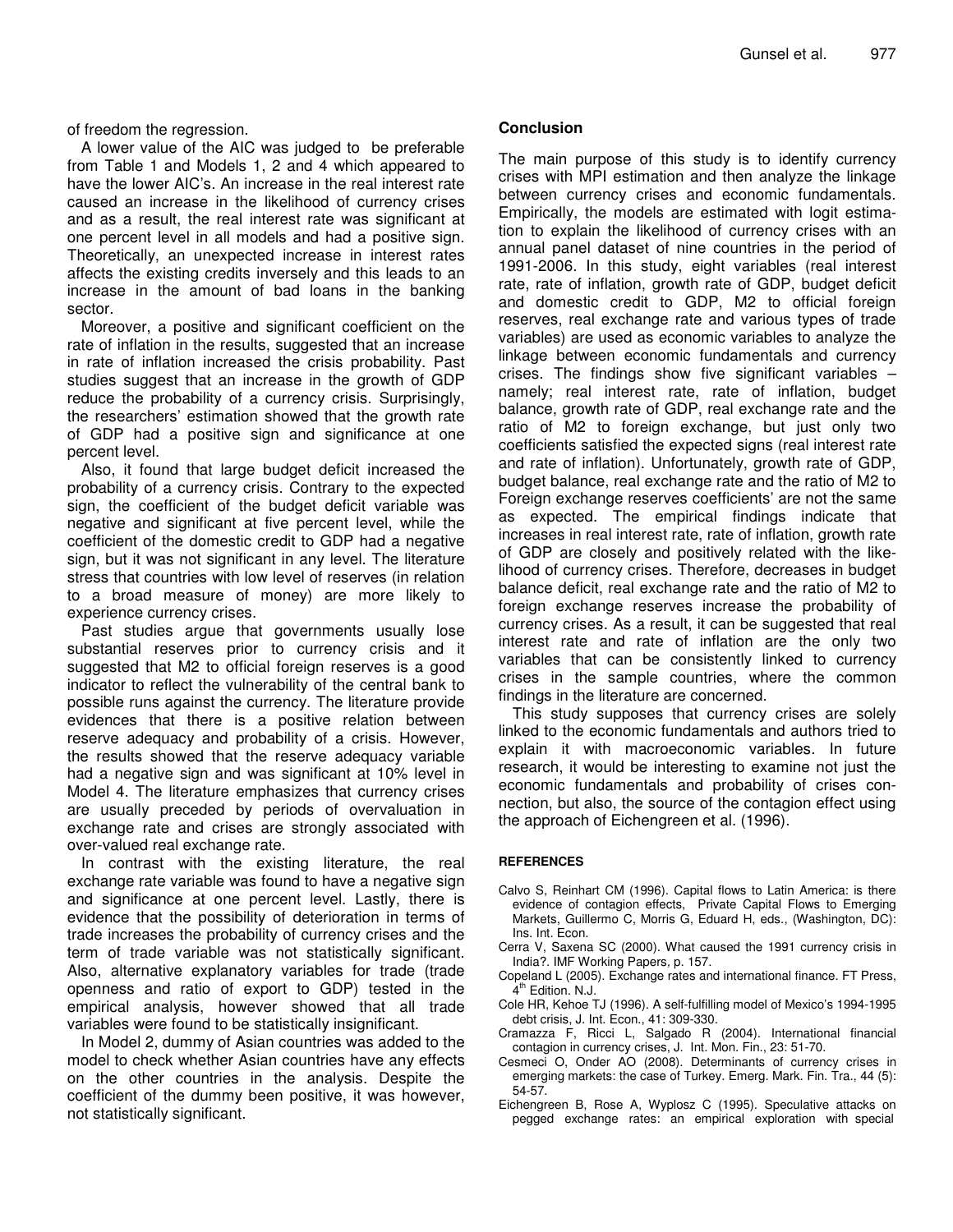of freedom the regression.

A lower value of the AIC was judged to be preferable from Table 1 and Models 1, 2 and 4 which appeared to have the lower AIC's. An increase in the real interest rate caused an increase in the likelihood of currency crises and as a result, the real interest rate was significant at one percent level in all models and had a positive sign. Theoretically, an unexpected increase in interest rates affects the existing credits inversely and this leads to an increase in the amount of bad loans in the banking sector.

Moreover, a positive and significant coefficient on the rate of inflation in the results, suggested that an increase in rate of inflation increased the crisis probability. Past studies suggest that an increase in the growth of GDP reduce the probability of a currency crisis. Surprisingly, the researchers' estimation showed that the growth rate of GDP had a positive sign and significance at one percent level.

Also, it found that large budget deficit increased the probability of a currency crisis. Contrary to the expected sign, the coefficient of the budget deficit variable was negative and significant at five percent level, while the coefficient of the domestic credit to GDP had a negative sign, but it was not significant in any level. The literature stress that countries with low level of reserves (in relation to a broad measure of money) are more likely to experience currency crises.

Past studies argue that governments usually lose substantial reserves prior to currency crisis and it suggested that M2 to official foreign reserves is a good indicator to reflect the vulnerability of the central bank to possible runs against the currency. The literature provide evidences that there is a positive relation between reserve adequacy and probability of a crisis. However, the results showed that the reserve adequacy variable had a negative sign and was significant at 10% level in Model 4. The literature emphasizes that currency crises are usually preceded by periods of overvaluation in exchange rate and crises are strongly associated with over-valued real exchange rate.

In contrast with the existing literature, the real exchange rate variable was found to have a negative sign and significance at one percent level. Lastly, there is evidence that the possibility of deterioration in terms of trade increases the probability of currency crises and the term of trade variable was not statistically significant. Also, alternative explanatory variables for trade (trade openness and ratio of export to GDP) tested in the empirical analysis, however showed that all trade variables were found to be statistically insignificant.

In Model 2, dummy of Asian countries was added to the model to check whether Asian countries have any effects on the other countries in the analysis. Despite the coefficient of the dummy been positive, it was however, not statistically significant.

## Conclusion

The main purpose of this study is to identify currency crises with MPI estimation and then analyze the linkage between currency crises and economic fundamentals. Empirically, the models are estimated with logit estimation to explain the likelihood of currency crises with an annual panel dataset of nine countries in the period of 1991-2006. In this study, eight variables (real interest rate, rate of inflation, growth rate of GDP, budget deficit and domestic credit to GDP, M2 to official foreign reserves, real exchange rate and various types of trade variables) are used as economic variables to analyze the linkage between economic fundamentals and currency crises. The findings show five significant variables – namely; real interest rate, rate of inflation, budget balance, growth rate of GDP, real exchange rate and the ratio of M2 to foreign exchange, but just only two coefficients satisfied the expected signs (real interest rate and rate of inflation). Unfortunately, growth rate of GDP, budget balance, real exchange rate and the ratio of M2 to Foreign exchange reserves coefficients' are not the same as expected. The empirical findings indicate that increases in real interest rate, rate of inflation, growth rate of GDP are closely and positively related with the likelihood of currency crises. Therefore, decreases in budget balance deficit, real exchange rate and the ratio of M2 to foreign exchange reserves increase the probability of currency crises. As a result, it can be suggested that real interest rate and rate of inflation are the only two variables that can be consistently linked to currency crises in the sample countries, where the common findings in the literature are concerned.

This study supposes that currency crises are solely linked to the economic fundamentals and authors tried to explain it with macroeconomic variables. In future research, it would be interesting to examine not just the economic fundamentals and probability of crises connection, but also, the source of the contagion effect using the approach of Eichengreen et al. (1996).

### REFERENCES

Calvo S, Reinhart CM (1996). Capital flows to Latin America: is there evidence of contagion effects, Private Capital Flows to Emerging Markets, Guillermo C, Morris G, Eduard H, eds., (Washington, DC): Ins. Int. Econ.

Cerra V, Saxena SC (2000). What caused the 1991 currency crisis in India?. IMF Working Papers, p. 157.

Copeland L (2005). Exchange rates and international finance. FT Press, 4th Edition. N.J.

Cole HR, Kehoe TJ (1996). A self-fulfilling model of Mexico's 1994-1995 debt crisis, J. Int. Econ., 41: 309-330.

Cramazza F, Ricci L, Salgado R (2004). International financial contagion in currency crises, J. Int. Mon. Fin., 23: 51-70.

Cesmeci O, Onder AO (2008). Determinants of currency crises in emerging markets: the case of Turkey. Emerg. Mark. Fin. Tra., 44 (5): 54-57.

Eichengreen B, Rose A, Wyplosz C (1995). Speculative attacks on pegged exchange rates: an empirical exploration with special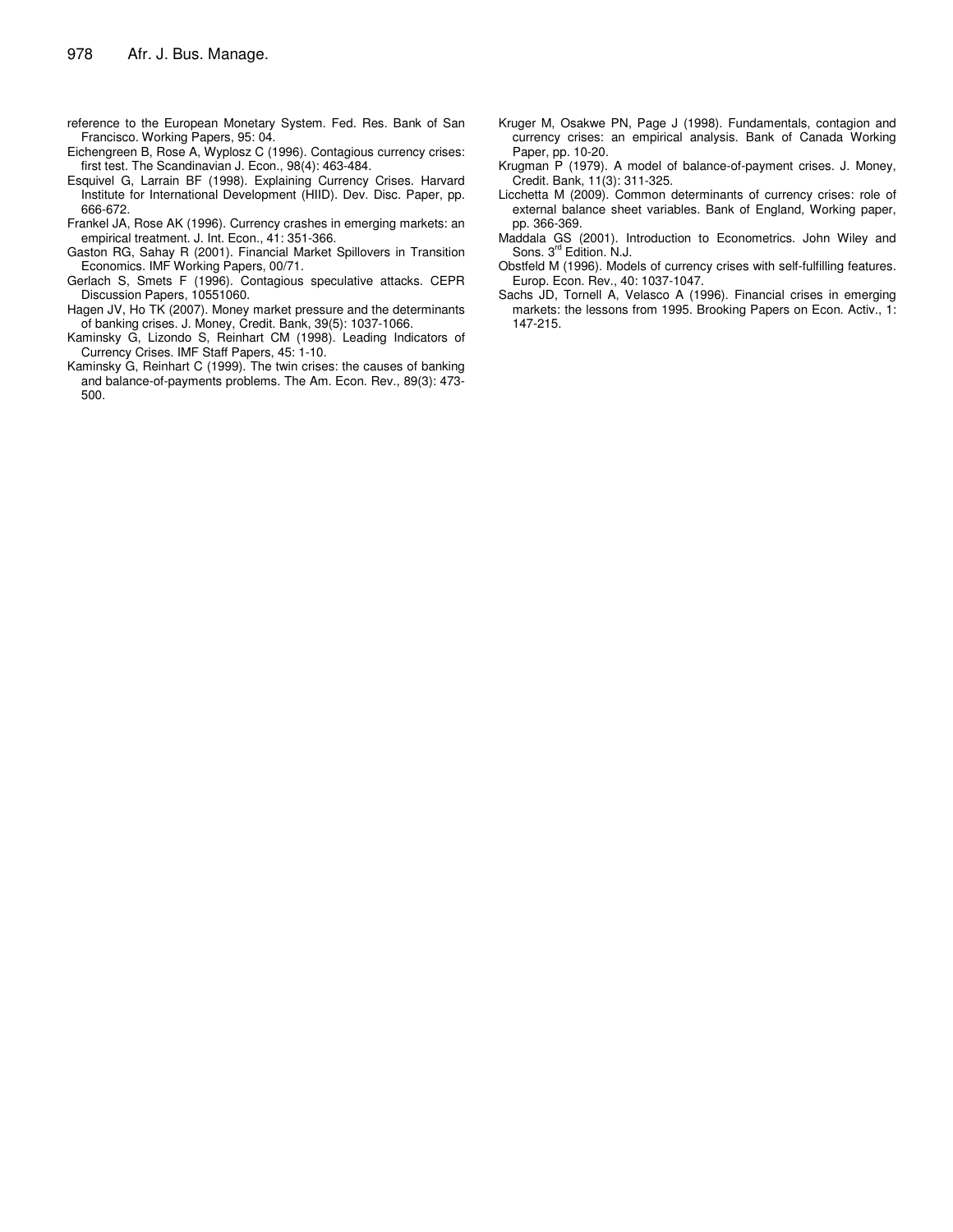reference to the European Monetary System. Fed. Res. Bank of San Francisco. Working Papers, 95: 04.

Eichengreen B, Rose A, Wyplosz C (1996). Contagious currency crises: first test. The Scandinavian J. Econ., 98(4): 463-484.

Esquivel G, Larrain BF (1998). Explaining Currency Crises. Harvard Institute for International Development (HIID). Dev. Disc. Paper, pp. 666-672.

Frankel JA, Rose AK (1996). Currency crashes in emerging markets: an empirical treatment. J. Int. Econ., 41: 351-366.

Gaston RG, Sahay R (2001). Financial Market Spillovers in Transition Economics. IMF Working Papers, 00/71.

Gerlach S, Smets F (1996). Contagious speculative attacks. CEPR Discussion Papers, 10551060.

Hagen JV, Ho TK (2007). Money market pressure and the determinants of banking crises. J. Money, Credit. Bank, 39(5): 1037-1066.

Kaminsky G, Lizondo S, Reinhart CM (1998). Leading Indicators of Currency Crises. IMF Staff Papers, 45: 1-10.

Kaminsky G, Reinhart C (1999). The twin crises: the causes of banking and balance-of-payments problems. The Am. Econ. Rev., 89(3): 473-500.

Kruger M, Osakwe PN, Page J (1998). Fundamentals, contagion and currency crises: an empirical analysis. Bank of Canada Working Paper, pp. 10-20.

Krugman P (1979). A model of balance-of-payment crises. J. Money, Credit. Bank, 11(3): 311-325.

Licchetta M (2009). Common determinants of currency crises: role of external balance sheet variables. Bank of England, Working paper, pp. 366-369.

Maddala GS (2001). Introduction to Econometrics. John Wiley and Sons. 3rd Edition. N.J.

Obstfeld M (1996). Models of currency crises with self-fulfilling features. Europ. Econ. Rev., 40: 1037-1047.

Sachs JD, Tornell A, Velasco A (1996). Financial crises in emerging markets: the lessons from 1995. Brooking Papers on Econ. Activ., 1: 147-215.